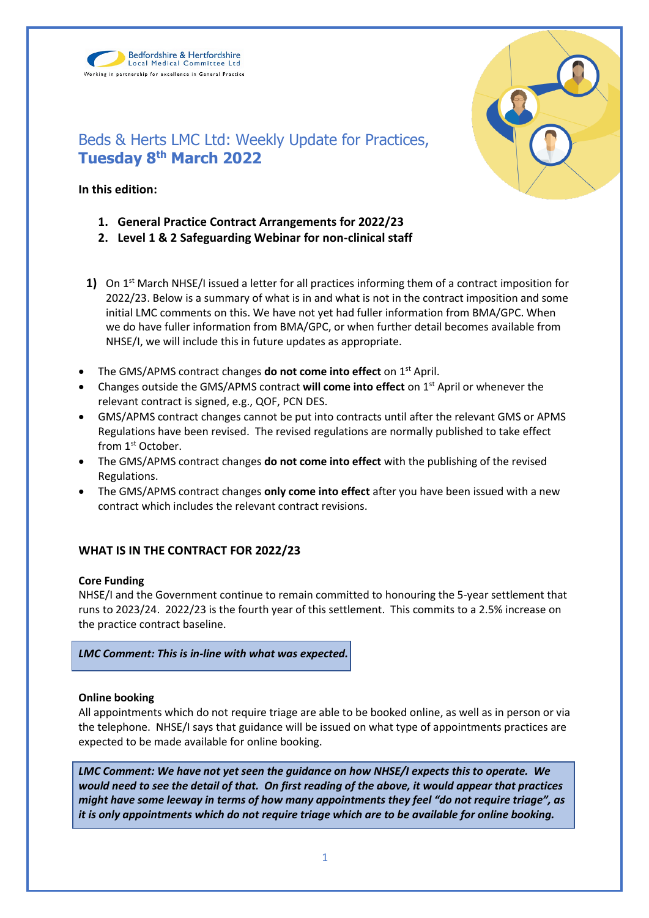Bedfordshire & Hertfordshire Local Medical Committee Ltd

Working in partnership for excellence in General Practice

# Beds & Herts LMC Ltd: Weekly Update for Practices, **Tuesday 8th March 2022**

**In this edition:**

1. **General Practice Contract Arrangements for 2022/23**
2. **Level 1 & 2 Safeguarding Webinar for non-clinical staff**

**1)** On 1st March NHSE/I issued a letter for all practices informing them of a contract imposition for 2022/23. Below is a summary of what is in and what is not in the contract imposition and some initial LMC comments on this. We have not yet had fuller information from BMA/GPC. When we do have fuller information from BMA/GPC, or when further detail becomes available from NHSE/I, we will include this in future updates as appropriate.

- The GMS/APMS contract changes **do not come into effect** on 1st April.
- Changes outside the GMS/APMS contract **will come into effect** on 1st April or whenever the relevant contract is signed, e.g., QOF, PCN DES.
- GMS/APMS contract changes cannot be put into contracts until after the relevant GMS or APMS Regulations have been revised. The revised regulations are normally published to take effect from 1st October.
- The GMS/APMS contract changes **do not come into effect** with the publishing of the revised Regulations.
- The GMS/APMS contract changes **only come into effect** after you have been issued with a new contract which includes the relevant contract revisions.

## WHAT IS IN THE CONTRACT FOR 2022/23

### Core Funding

NHSE/I and the Government continue to remain committed to honouring the 5-year settlement that runs to 2023/24. 2022/23 is the fourth year of this settlement. This commits to a 2.5% increase on the practice contract baseline.

***LMC Comment: This is in-line with what was expected.***

### Online booking

All appointments which do not require triage are able to be booked online, as well as in person or via the telephone. NHSE/I says that guidance will be issued on what type of appointments practices are expected to be made available for online booking.

***LMC Comment: We have not yet seen the guidance on how NHSE/I expects this to operate. We would need to see the detail of that. On first reading of the above, it would appear that practices might have some leeway in terms of how many appointments they feel "do not require triage", as it is only appointments which do not require triage which are to be available for online booking.***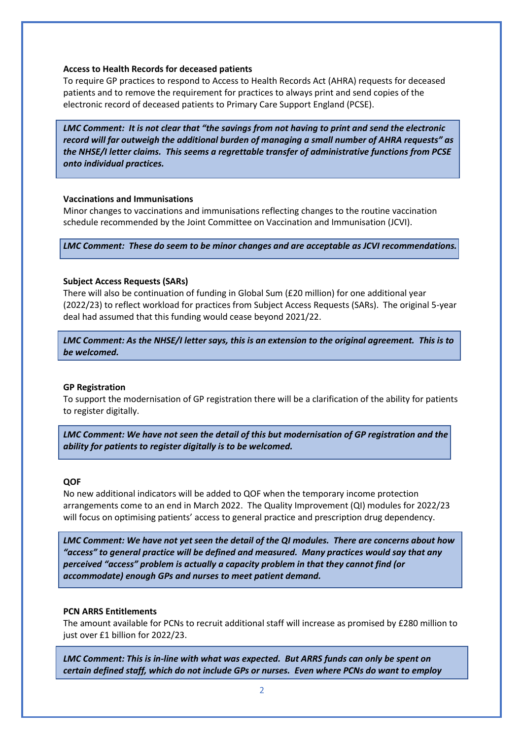**Access to Health Records for deceased patients**

To require GP practices to respond to Access to Health Records Act (AHRA) requests for deceased patients and to remove the requirement for practices to always print and send copies of the electronic record of deceased patients to Primary Care Support England (PCSE).

***LMC Comment: It is not clear that "the savings from not having to print and send the electronic record will far outweigh the additional burden of managing a small number of AHRA requests" as the NHSE/I letter claims. This seems a regrettable transfer of administrative functions from PCSE onto individual practices.***

**Vaccinations and Immunisations**

Minor changes to vaccinations and immunisations reflecting changes to the routine vaccination schedule recommended by the Joint Committee on Vaccination and Immunisation (JCVI).

***LMC Comment: These do seem to be minor changes and are acceptable as JCVI recommendations.***

**Subject Access Requests (SARs)**

There will also be continuation of funding in Global Sum (£20 million) for one additional year (2022/23) to reflect workload for practices from Subject Access Requests (SARs). The original 5-year deal had assumed that this funding would cease beyond 2021/22.

***LMC Comment: As the NHSE/I letter says, this is an extension to the original agreement. This is to be welcomed.***

**GP Registration**

To support the modernisation of GP registration there will be a clarification of the ability for patients to register digitally.

***LMC Comment: We have not seen the detail of this but modernisation of GP registration and the ability for patients to register digitally is to be welcomed.***

**QOF**

No new additional indicators will be added to QOF when the temporary income protection arrangements come to an end in March 2022. The Quality Improvement (QI) modules for 2022/23 will focus on optimising patients' access to general practice and prescription drug dependency.

***LMC Comment: We have not yet seen the detail of the QI modules. There are concerns about how "access" to general practice will be defined and measured. Many practices would say that any perceived "access" problem is actually a capacity problem in that they cannot find (or accommodate) enough GPs and nurses to meet patient demand.***

**PCN ARRS Entitlements**

The amount available for PCNs to recruit additional staff will increase as promised by £280 million to just over £1 billion for 2022/23.

***LMC Comment: This is in-line with what was expected. But ARRS funds can only be spent on certain defined staff, which do not include GPs or nurses. Even where PCNs do want to employ***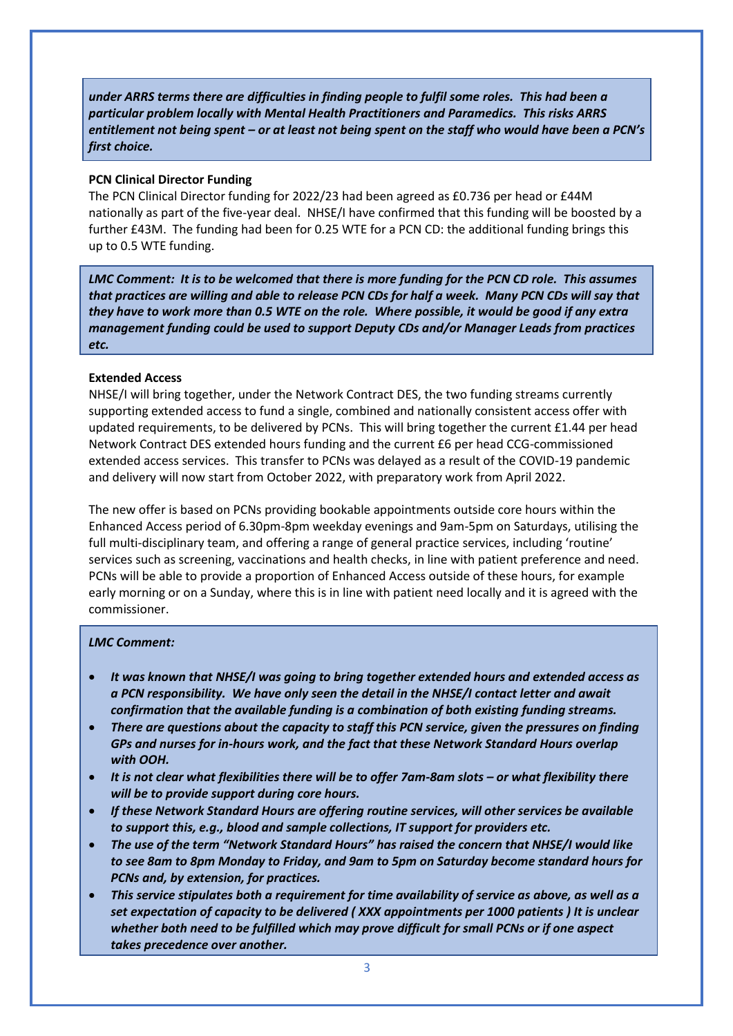***under ARRS terms there are difficulties in finding people to fulfil some roles. This had been a particular problem locally with Mental Health Practitioners and Paramedics. This risks ARRS entitlement not being spent – or at least not being spent on the staff who would have been a PCN's first choice.***

**PCN Clinical Director Funding**

The PCN Clinical Director funding for 2022/23 had been agreed as £0.736 per head or £44M nationally as part of the five-year deal. NHSE/I have confirmed that this funding will be boosted by a further £43M. The funding had been for 0.25 WTE for a PCN CD: the additional funding brings this up to 0.5 WTE funding.

***LMC Comment: It is to be welcomed that there is more funding for the PCN CD role. This assumes that practices are willing and able to release PCN CDs for half a week. Many PCN CDs will say that they have to work more than 0.5 WTE on the role. Where possible, it would be good if any extra management funding could be used to support Deputy CDs and/or Manager Leads from practices etc.***

**Extended Access**

NHSE/I will bring together, under the Network Contract DES, the two funding streams currently supporting extended access to fund a single, combined and nationally consistent access offer with updated requirements, to be delivered by PCNs. This will bring together the current £1.44 per head Network Contract DES extended hours funding and the current £6 per head CCG-commissioned extended access services. This transfer to PCNs was delayed as a result of the COVID-19 pandemic and delivery will now start from October 2022, with preparatory work from April 2022.

The new offer is based on PCNs providing bookable appointments outside core hours within the Enhanced Access period of 6.30pm-8pm weekday evenings and 9am-5pm on Saturdays, utilising the full multi-disciplinary team, and offering a range of general practice services, including 'routine' services such as screening, vaccinations and health checks, in line with patient preference and need. PCNs will be able to provide a proportion of Enhanced Access outside of these hours, for example early morning or on a Sunday, where this is in line with patient need locally and it is agreed with the commissioner.

***LMC Comment:***

- ***It was known that NHSE/I was going to bring together extended hours and extended access as a PCN responsibility. We have only seen the detail in the NHSE/I contact letter and await confirmation that the available funding is a combination of both existing funding streams.***
- ***There are questions about the capacity to staff this PCN service, given the pressures on finding GPs and nurses for in-hours work, and the fact that these Network Standard Hours overlap with OOH.***
- ***It is not clear what flexibilities there will be to offer 7am-8am slots – or what flexibility there will be to provide support during core hours.***
- ***If these Network Standard Hours are offering routine services, will other services be available to support this, e.g., blood and sample collections, IT support for providers etc.***
- ***The use of the term "Network Standard Hours" has raised the concern that NHSE/I would like to see 8am to 8pm Monday to Friday, and 9am to 5pm on Saturday become standard hours for PCNs and, by extension, for practices.***
- ***This service stipulates both a requirement for time availability of service as above, as well as a set expectation of capacity to be delivered ( XXX appointments per 1000 patients ) It is unclear whether both need to be fulfilled which may prove difficult for small PCNs or if one aspect takes precedence over another.***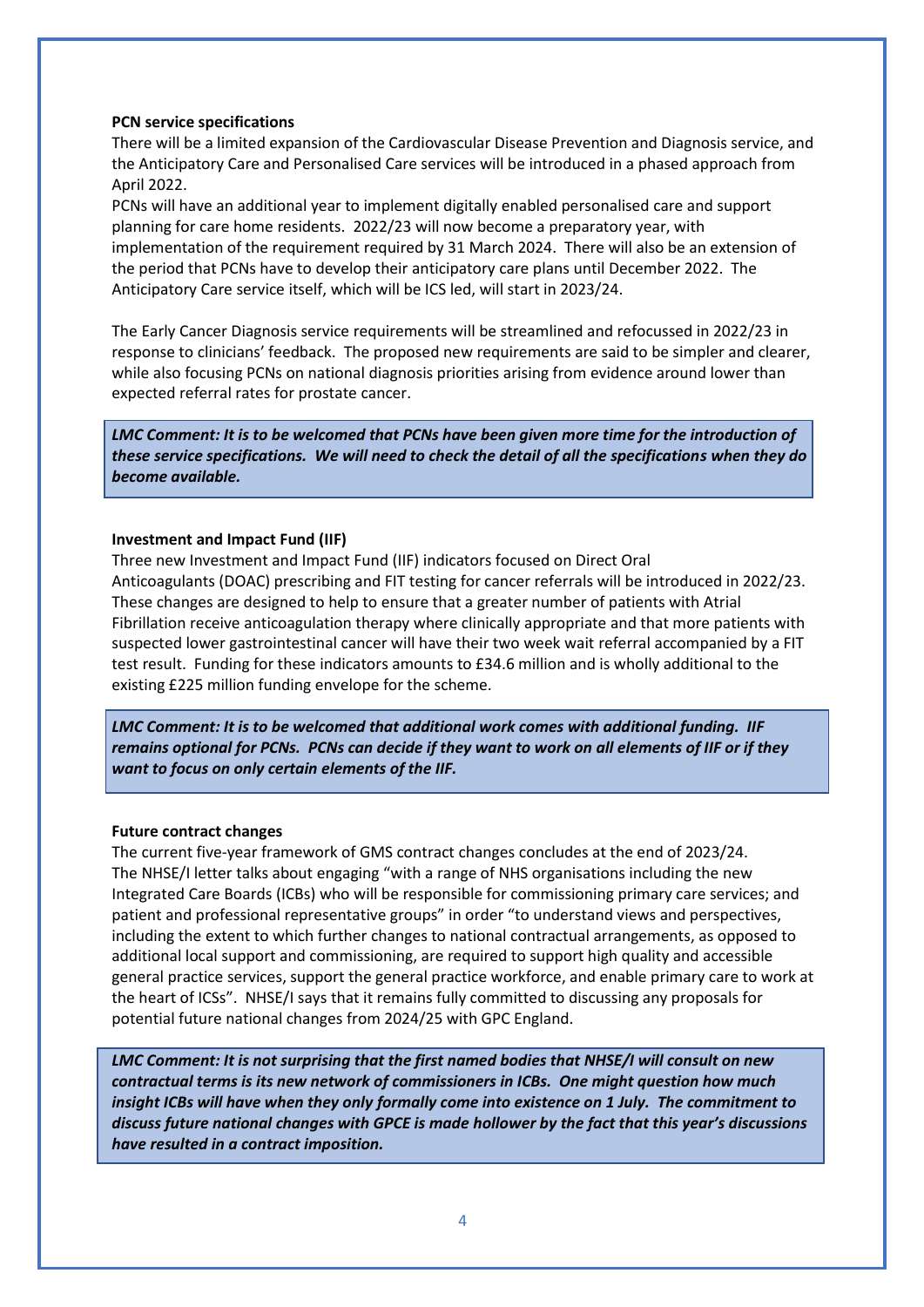**PCN service specifications**

There will be a limited expansion of the Cardiovascular Disease Prevention and Diagnosis service, and the Anticipatory Care and Personalised Care services will be introduced in a phased approach from April 2022.

PCNs will have an additional year to implement digitally enabled personalised care and support planning for care home residents. 2022/23 will now become a preparatory year, with implementation of the requirement required by 31 March 2024. There will also be an extension of the period that PCNs have to develop their anticipatory care plans until December 2022. The Anticipatory Care service itself, which will be ICS led, will start in 2023/24.

The Early Cancer Diagnosis service requirements will be streamlined and refocussed in 2022/23 in response to clinicians' feedback. The proposed new requirements are said to be simpler and clearer, while also focusing PCNs on national diagnosis priorities arising from evidence around lower than expected referral rates for prostate cancer.

> ***LMC Comment: It is to be welcomed that PCNs have been given more time for the introduction of these service specifications. We will need to check the detail of all the specifications when they do become available.***

**Investment and Impact Fund (IIF)**

Three new Investment and Impact Fund (IIF) indicators focused on Direct Oral Anticoagulants (DOAC) prescribing and FIT testing for cancer referrals will be introduced in 2022/23. These changes are designed to help to ensure that a greater number of patients with Atrial Fibrillation receive anticoagulation therapy where clinically appropriate and that more patients with suspected lower gastrointestinal cancer will have their two week wait referral accompanied by a FIT test result. Funding for these indicators amounts to £34.6 million and is wholly additional to the existing £225 million funding envelope for the scheme.

> ***LMC Comment: It is to be welcomed that additional work comes with additional funding. IIF remains optional for PCNs. PCNs can decide if they want to work on all elements of IIF or if they want to focus on only certain elements of the IIF.***

**Future contract changes**

The current five-year framework of GMS contract changes concludes at the end of 2023/24. The NHSE/I letter talks about engaging "with a range of NHS organisations including the new Integrated Care Boards (ICBs) who will be responsible for commissioning primary care services; and patient and professional representative groups" in order "to understand views and perspectives, including the extent to which further changes to national contractual arrangements, as opposed to additional local support and commissioning, are required to support high quality and accessible general practice services, support the general practice workforce, and enable primary care to work at the heart of ICSs". NHSE/I says that it remains fully committed to discussing any proposals for potential future national changes from 2024/25 with GPC England.

> ***LMC Comment: It is not surprising that the first named bodies that NHSE/I will consult on new contractual terms is its new network of commissioners in ICBs. One might question how much insight ICBs will have when they only formally come into existence on 1 July. The commitment to discuss future national changes with GPCE is made hollower by the fact that this year's discussions have resulted in a contract imposition.***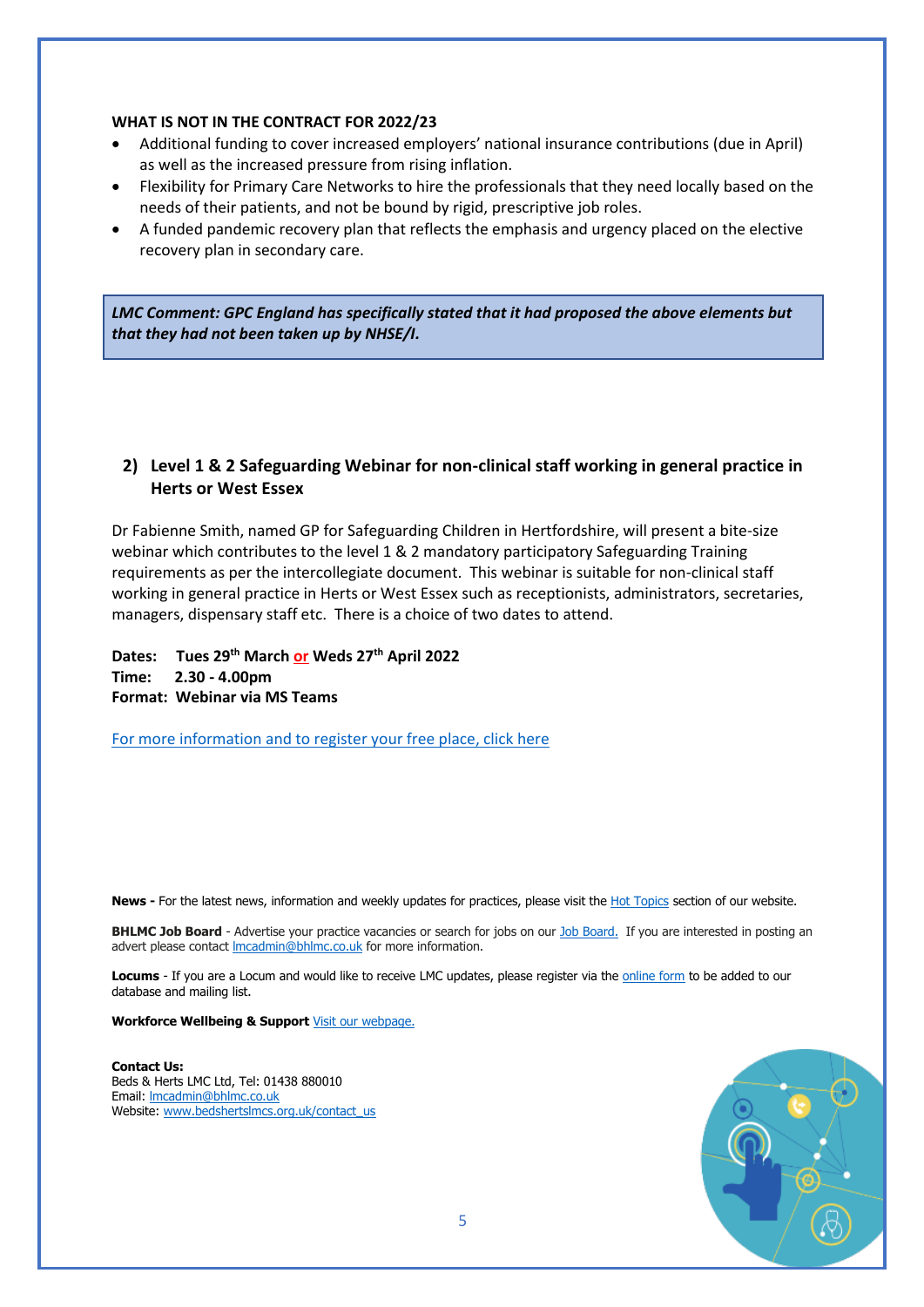**WHAT IS NOT IN THE CONTRACT FOR 2022/23**

- Additional funding to cover increased employers' national insurance contributions (due in April) as well as the increased pressure from rising inflation.
- Flexibility for Primary Care Networks to hire the professionals that they need locally based on the needs of their patients, and not be bound by rigid, prescriptive job roles.
- A funded pandemic recovery plan that reflects the emphasis and urgency placed on the elective recovery plan in secondary care.

***LMC Comment: GPC England has specifically stated that it had proposed the above elements but that they had not been taken up by NHSE/I.***

## 2) Level 1 & 2 Safeguarding Webinar for non-clinical staff working in general practice in Herts or West Essex

Dr Fabienne Smith, named GP for Safeguarding Children in Hertfordshire, will present a bite-size webinar which contributes to the level 1 & 2 mandatory participatory Safeguarding Training requirements as per the intercollegiate document. This webinar is suitable for non-clinical staff working in general practice in Herts or West Essex such as receptionists, administrators, secretaries, managers, dispensary staff etc. There is a choice of two dates to attend.

**Dates: Tues 29th March or Weds 27th April 2022**
**Time: 2.30 - 4.00pm**
**Format: Webinar via MS Teams**

For more information and to register your free place, click here

**News -** For the latest news, information and weekly updates for practices, please visit the Hot Topics section of our website.

**BHLMC Job Board** - Advertise your practice vacancies or search for jobs on our Job Board. If you are interested in posting an advert please contact lmcadmin@bhlmc.co.uk for more information.

**Locums** - If you are a Locum and would like to receive LMC updates, please register via the online form to be added to our database and mailing list.

**Workforce Wellbeing & Support** Visit our webpage.

**Contact Us:**
Beds & Herts LMC Ltd, Tel: 01438 880010
Email: lmcadmin@bhlmc.co.uk
Website: www.bedshertslmcs.org.uk/contact_us